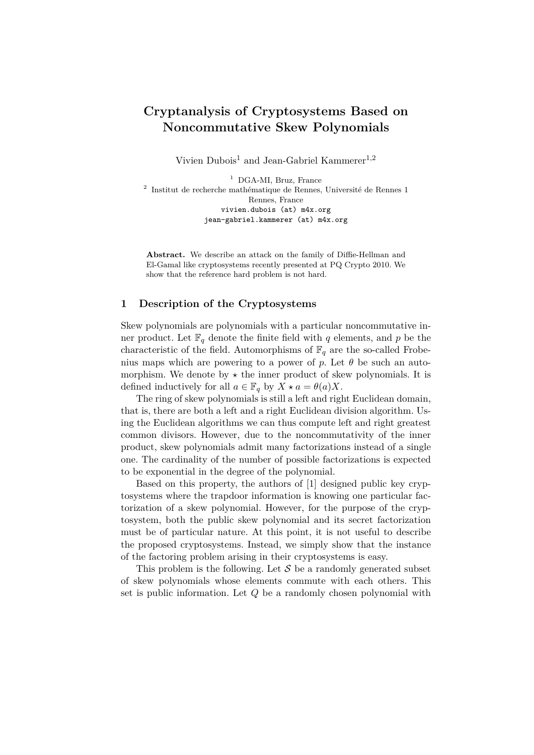# Cryptanalysis of Cryptosystems Based on Noncommutative Skew Polynomials

Vivien Dubois[1] and Jean-Gabriel Kammerer[1,2]

[1] DGA-MI, Bruz, France
[2] Institut de recherche mathématique de Rennes, Université de Rennes 1
Rennes, France
vivien.dubois (at) m4x.org
jean-gabriel.kammerer (at) m4x.org

**Abstract.** We describe an attack on the family of Diffie-Hellman and El-Gamal like cryptosystems recently presented at PQ Crypto 2010. We show that the reference hard problem is not hard.

## 1 Description of the Cryptosystems

Skew polynomials are polynomials with a particular noncommutative inner product. Let $\mathbb{F}_q$ denote the finite field with $q$ elements, and $p$ be the characteristic of the field. Automorphisms of $\mathbb{F}_q$ are the so-called Frobenius maps which are powering to a power of $p$. Let $\theta$ be such an automorphism. We denote by $\star$ the inner product of skew polynomials. It is defined inductively for all $a \in \mathbb{F}_q$ by $X \star a = \theta(a)X$.

The ring of skew polynomials is still a left and right Euclidean domain, that is, there are both a left and a right Euclidean division algorithm. Using the Euclidean algorithms we can thus compute left and right greatest common divisors. However, due to the noncommutativity of the inner product, skew polynomials admit many factorizations instead of a single one. The cardinality of the number of possible factorizations is expected to be exponential in the degree of the polynomial.

Based on this property, the authors of [1] designed public key cryptosystems where the trapdoor information is knowing one particular factorization of a skew polynomial. However, for the purpose of the cryptosystem, both the public skew polynomial and its secret factorization must be of particular nature. At this point, it is not useful to describe the proposed cryptosystems. Instead, we simply show that the instance of the factoring problem arising in their cryptosystems is easy.

This problem is the following. Let $\mathcal{S}$ be a randomly generated subset of skew polynomials whose elements commute with each others. This set is public information. Let $Q$ be a randomly chosen polynomial with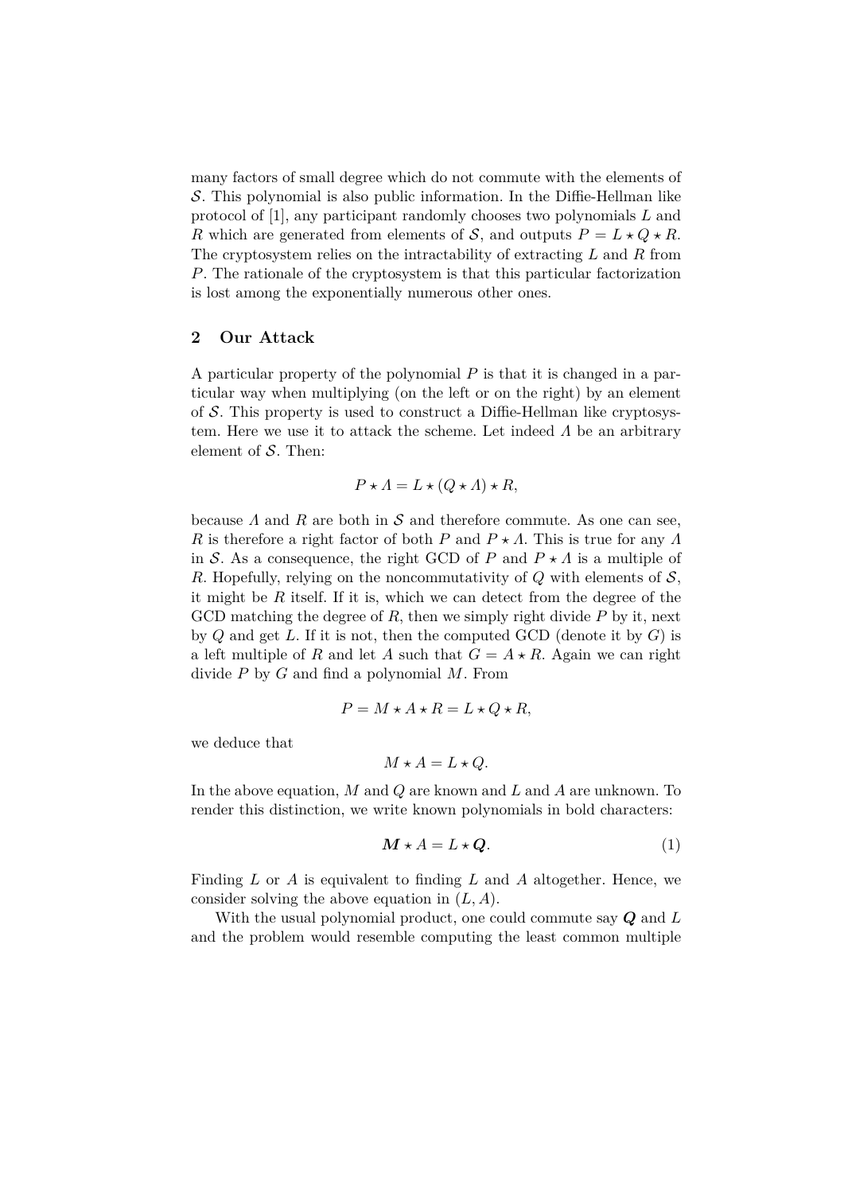many factors of small degree which do not commute with the elements of $\mathcal{S}$. This polynomial is also public information. In the Diffie-Hellman like protocol of [1], any participant randomly chooses two polynomials $L$ and $R$ which are generated from elements of $\mathcal{S}$, and outputs $P = L \star Q \star R$. The cryptosystem relies on the intractability of extracting $L$ and $R$ from $P$. The rationale of the cryptosystem is that this particular factorization is lost among the exponentially numerous other ones.

## 2 Our Attack

A particular property of the polynomial $P$ is that it is changed in a particular way when multiplying (on the left or on the right) by an element of $\mathcal{S}$. This property is used to construct a Diffie-Hellman like cryptosystem. Here we use it to attack the scheme. Let indeed $\Lambda$ be an arbitrary element of $\mathcal{S}$. Then:

$$P \star \Lambda = L \star (Q \star \Lambda) \star R,$$

because $\Lambda$ and $R$ are both in $\mathcal{S}$ and therefore commute. As one can see, $R$ is therefore a right factor of both $P$ and $P \star \Lambda$. This is true for any $\Lambda$ in $\mathcal{S}$. As a consequence, the right GCD of $P$ and $P \star \Lambda$ is a multiple of $R$. Hopefully, relying on the noncommutativity of $Q$ with elements of $\mathcal{S}$, it might be $R$ itself. If it is, which we can detect from the degree of the GCD matching the degree of $R$, then we simply right divide $P$ by it, next by $Q$ and get $L$. If it is not, then the computed GCD (denote it by $G$) is a left multiple of $R$ and let $A$ such that $G = A \star R$. Again we can right divide $P$ by $G$ and find a polynomial $M$. From

$$P = M \star A \star R = L \star Q \star R,$$

we deduce that

$$M \star A = L \star Q.$$

In the above equation, $M$ and $Q$ are known and $L$ and $A$ are unknown. To render this distinction, we write known polynomials in bold characters:

$$\boldsymbol{M} \star A = L \star \boldsymbol{Q}. \tag{1}$$

Finding $L$ or $A$ is equivalent to finding $L$ and $A$ altogether. Hence, we consider solving the above equation in $(L, A)$.

With the usual polynomial product, one could commute say $\boldsymbol{Q}$ and $L$ and the problem would resemble computing the least common multiple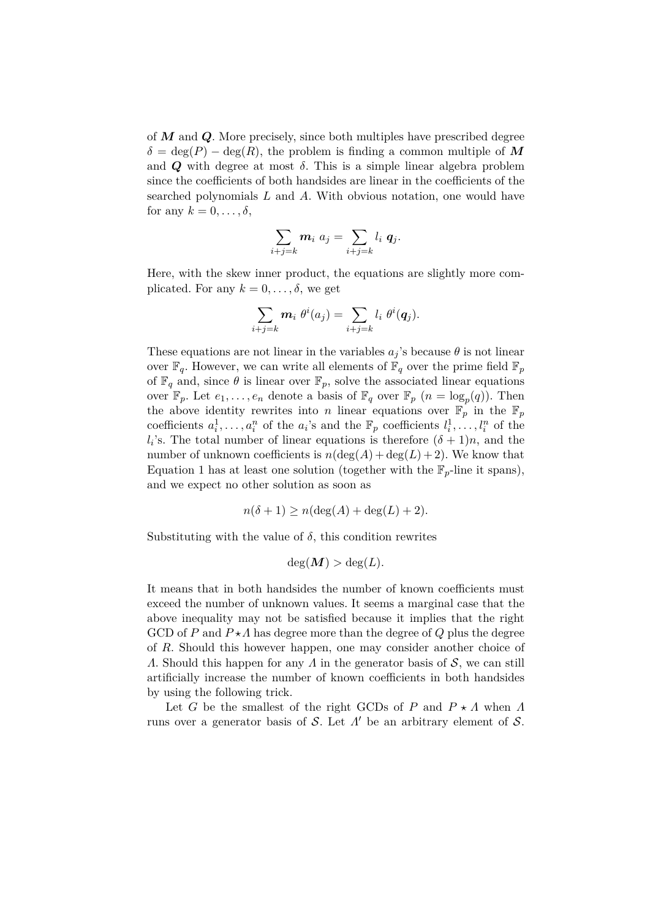of $\boldsymbol{M}$ and $\boldsymbol{Q}$. More precisely, since both multiples have prescribed degree $\delta = \deg(P) - \deg(R)$, the problem is finding a common multiple of $\boldsymbol{M}$ and $\boldsymbol{Q}$ with degree at most $\delta$. This is a simple linear algebra problem since the coefficients of both handsides are linear in the coefficients of the searched polynomials $L$ and $A$. With obvious notation, one would have for any $k = 0, \ldots, \delta$,

$$\sum_{i+j=k} \boldsymbol{m}_i \; a_j = \sum_{i+j=k} l_i \; \boldsymbol{q}_j.$$

Here, with the skew inner product, the equations are slightly more complicated. For any $k = 0, \ldots, \delta$, we get

$$\sum_{i+j=k} \boldsymbol{m}_i \; \theta^i(a_j) = \sum_{i+j=k} l_i \; \theta^i(\boldsymbol{q}_j).$$

These equations are not linear in the variables $a_j$'s because $\theta$ is not linear over $\mathbb{F}_q$. However, we can write all elements of $\mathbb{F}_q$ over the prime field $\mathbb{F}_p$ of $\mathbb{F}_q$ and, since $\theta$ is linear over $\mathbb{F}_p$, solve the associated linear equations over $\mathbb{F}_p$. Let $e_1, \ldots, e_n$ denote a basis of $\mathbb{F}_q$ over $\mathbb{F}_p$ ($n = \log_p(q)$). Then the above identity rewrites into $n$ linear equations over $\mathbb{F}_p$ in the $\mathbb{F}_p$ coefficients $a_i^1, \ldots, a_i^n$ of the $a_i$'s and the $\mathbb{F}_p$ coefficients $l_i^1, \ldots, l_i^n$ of the $l_i$'s. The total number of linear equations is therefore $(\delta + 1)n$, and the number of unknown coefficients is $n(\deg(A) + \deg(L) + 2)$. We know that Equation 1 has at least one solution (together with the $\mathbb{F}_p$-line it spans), and we expect no other solution as soon as

$$n(\delta + 1) \geq n(\deg(A) + \deg(L) + 2).$$

Substituting with the value of $\delta$, this condition rewrites

$$\deg(\boldsymbol{M}) > \deg(L).$$

It means that in both handsides the number of known coefficients must exceed the number of unknown values. It seems a marginal case that the above inequality may not be satisfied because it implies that the right GCD of $P$ and $P \star \Lambda$ has degree more than the degree of $Q$ plus the degree of $R$. Should this however happen, one may consider another choice of $\Lambda$. Should this happen for any $\Lambda$ in the generator basis of $\mathcal{S}$, we can still artificially increase the number of known coefficients in both handsides by using the following trick.

Let $G$ be the smallest of the right GCDs of $P$ and $P \star \Lambda$ when $\Lambda$ runs over a generator basis of $\mathcal{S}$. Let $\Lambda'$ be an arbitrary element of $\mathcal{S}$.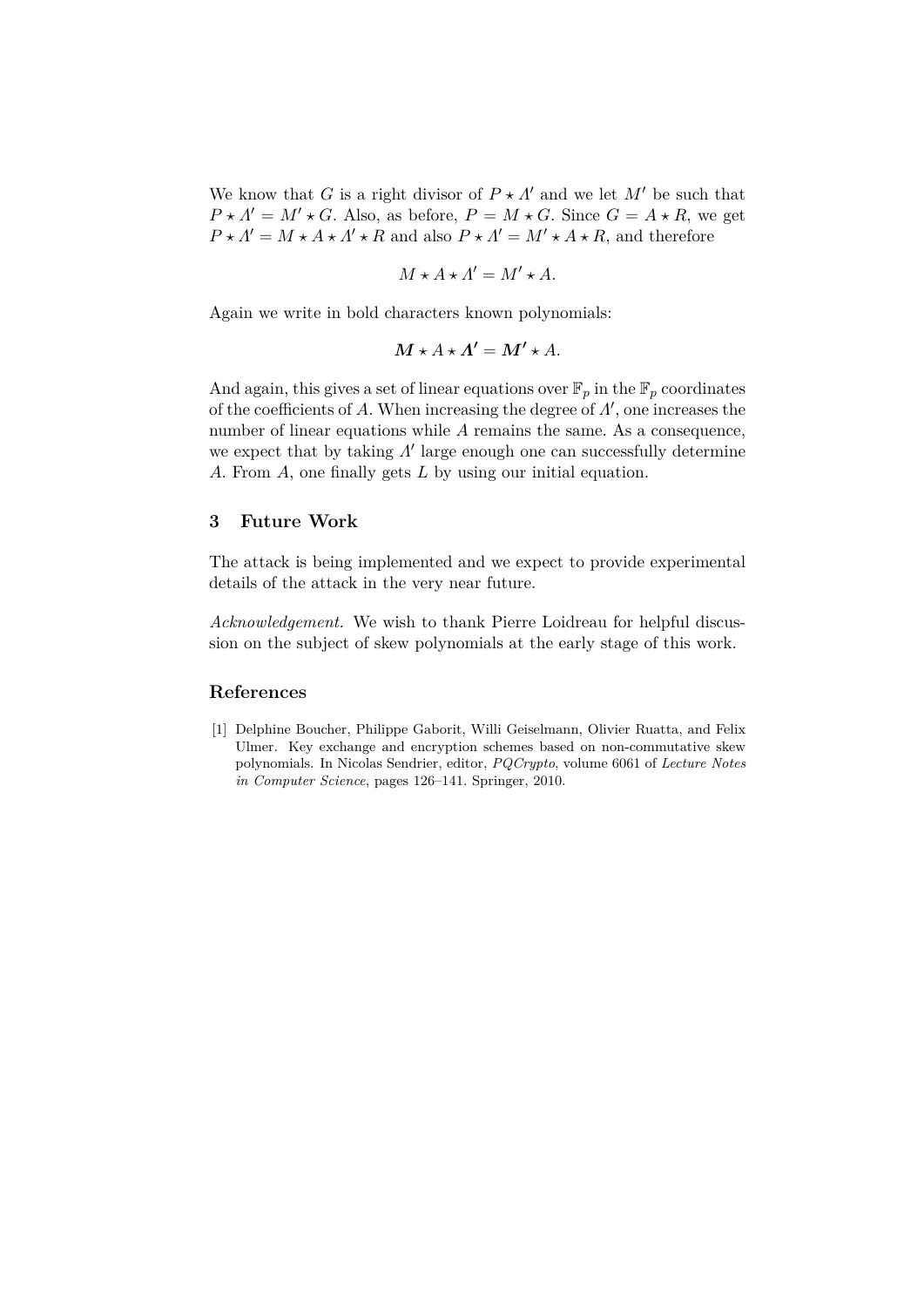We know that $G$ is a right divisor of $P \star \Lambda'$ and we let $M'$ be such that $P \star \Lambda' = M' \star G$. Also, as before, $P = M \star G$. Since $G = A \star R$, we get $P \star \Lambda' = M \star A \star \Lambda' \star R$ and also $P \star \Lambda' = M' \star A \star R$, and therefore

$$M \star A \star \Lambda' = M' \star A.$$

Again we write in bold characters known polynomials:

$$\boldsymbol{M} \star A \star \boldsymbol{\Lambda'} = \boldsymbol{M'} \star A.$$

And again, this gives a set of linear equations over $\mathbb{F}_p$ in the $\mathbb{F}_p$ coordinates of the coefficients of $A$. When increasing the degree of $\Lambda'$, one increases the number of linear equations while $A$ remains the same. As a consequence, we expect that by taking $\Lambda'$ large enough one can successfully determine $A$. From $A$, one finally gets $L$ by using our initial equation.

## 3 Future Work

The attack is being implemented and we expect to provide experimental details of the attack in the very near future.

*Acknowledgement.* We wish to thank Pierre Loidreau for helpful discussion on the subject of skew polynomials at the early stage of this work.

## References

[1] Delphine Boucher, Philippe Gaborit, Willi Geiselmann, Olivier Ruatta, and Felix Ulmer. Key exchange and encryption schemes based on non-commutative skew polynomials. In Nicolas Sendrier, editor, *PQCrypto*, volume 6061 of *Lecture Notes in Computer Science*, pages 126–141. Springer, 2010.